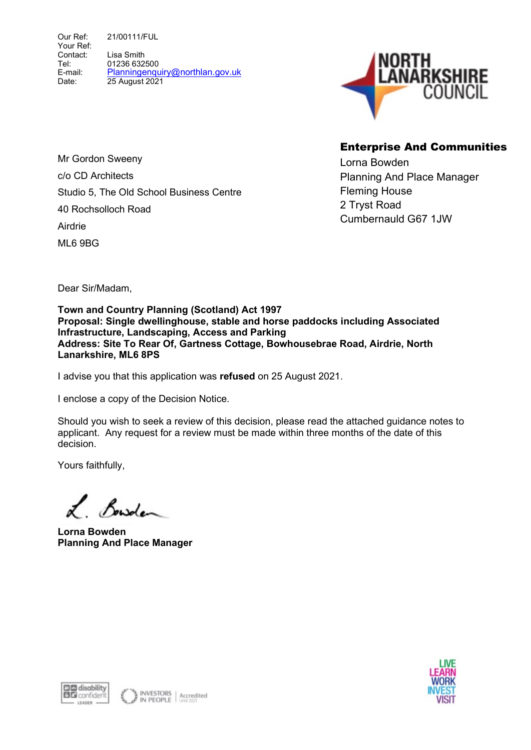Our Ref: 21/00111/FUL
Your Ref:
Contact: Lisa Smith
Tel: 01236 632500
E-mail: Planningenquiry@northlan.gov.uk
Date: 25 August 2021

NORTH LANARKSHIRE COUNCIL

**Enterprise And Communities**
Lorna Bowden
Planning And Place Manager
Fleming House
2 Tryst Road
Cumbernauld G67 1JW

Mr Gordon Sweeny
c/o CD Architects
Studio 5, The Old School Business Centre
40 Rochsolloch Road
Airdrie
ML6 9BG

Dear Sir/Madam,

**Town and Country Planning (Scotland) Act 1997**
**Proposal: Single dwellinghouse, stable and horse paddocks including Associated Infrastructure, Landscaping, Access and Parking**
**Address: Site To Rear Of, Gartness Cottage, Bowhousebrae Road, Airdrie, North Lanarkshire, ML6 8PS**

I advise you that this application was **refused** on 25 August 2021.

I enclose a copy of the Decision Notice.

Should you wish to seek a review of this decision, please read the attached guidance notes to applicant. Any request for a review must be made within three months of the date of this decision.

Yours faithfully,

L. Bowden

**Lorna Bowden**
**Planning And Place Manager**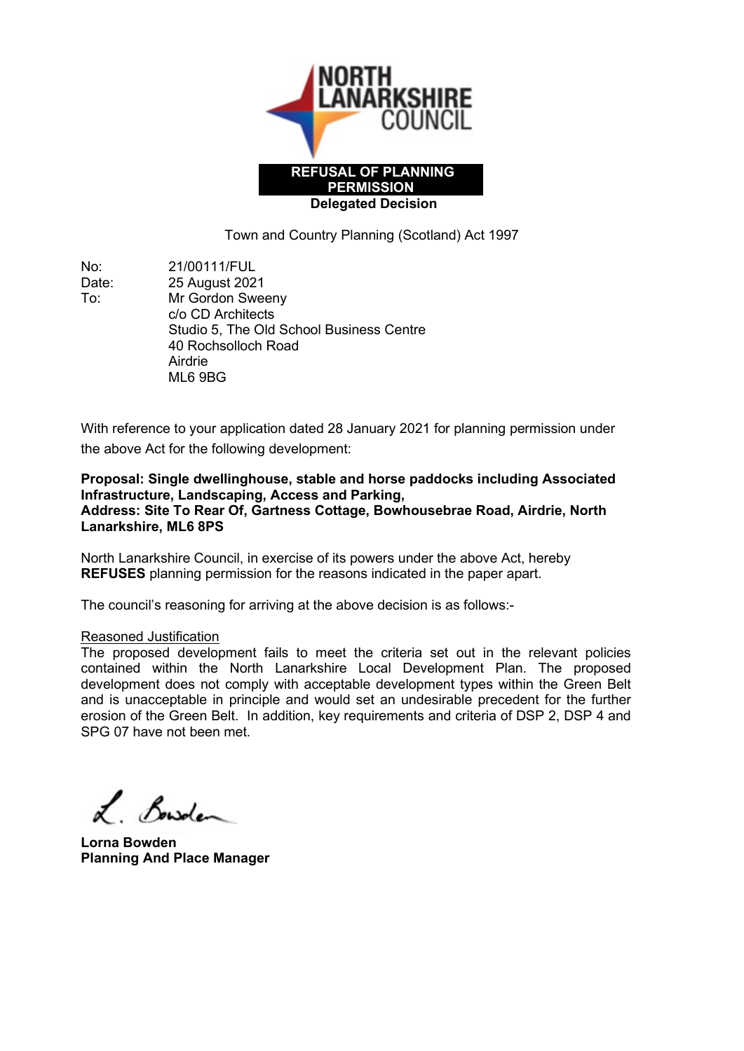**REFUSAL OF PLANNING PERMISSION**

**Delegated Decision**

Town and Country Planning (Scotland) Act 1997

No: 21/00111/FUL
Date: 25 August 2021
To: Mr Gordon Sweeny
c/o CD Architects
Studio 5, The Old School Business Centre
40 Rochsolloch Road
Airdrie
ML6 9BG

With reference to your application dated 28 January 2021 for planning permission under the above Act for the following development:

**Proposal: Single dwellinghouse, stable and horse paddocks including Associated Infrastructure, Landscaping, Access and Parking,**
**Address: Site To Rear Of, Gartness Cottage, Bowhousebrae Road, Airdrie, North Lanarkshire, ML6 8PS**

North Lanarkshire Council, in exercise of its powers under the above Act, hereby **REFUSES** planning permission for the reasons indicated in the paper apart.

The council's reasoning for arriving at the above decision is as follows:-

<u>Reasoned Justification</u>

The proposed development fails to meet the criteria set out in the relevant policies contained within the North Lanarkshire Local Development Plan. The proposed development does not comply with acceptable development types within the Green Belt and is unacceptable in principle and would set an undesirable precedent for the further erosion of the Green Belt. In addition, key requirements and criteria of DSP 2, DSP 4 and SPG 07 have not been met.

**Lorna Bowden**
**Planning And Place Manager**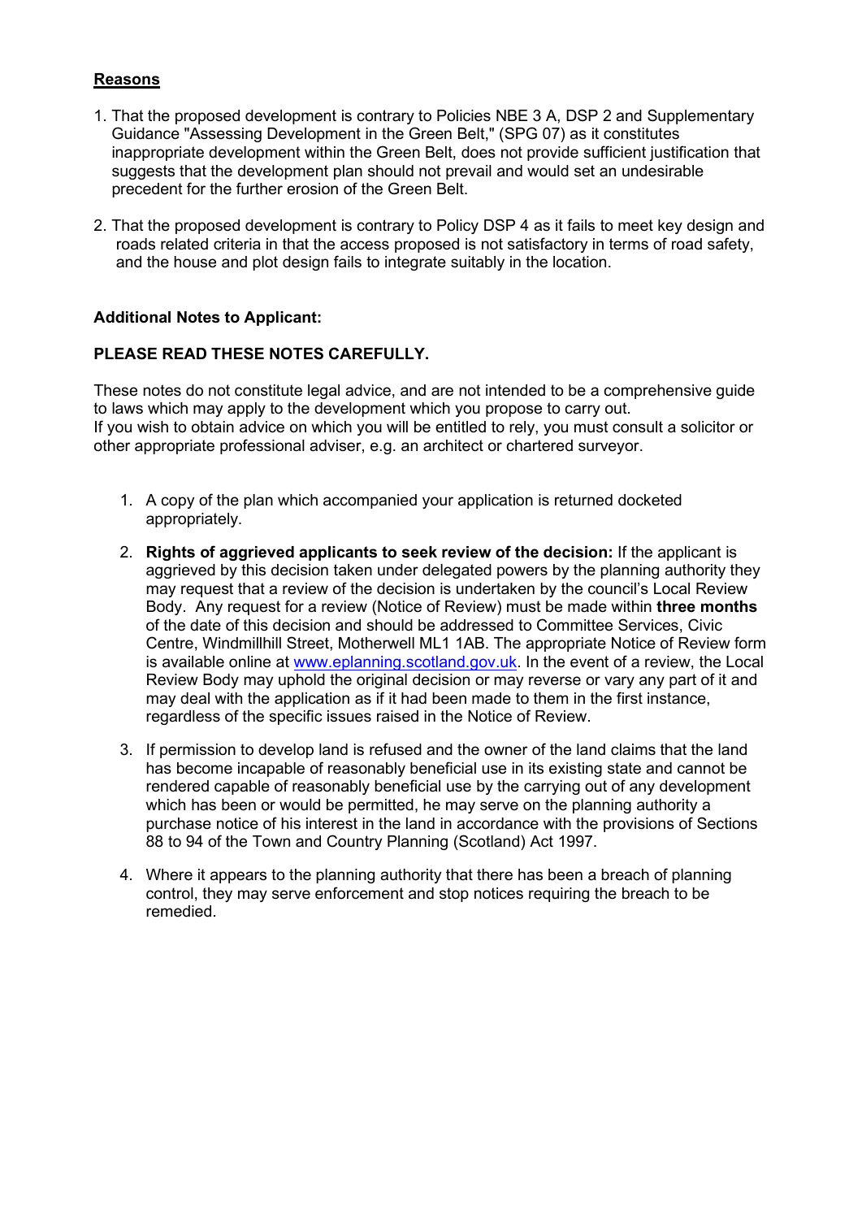## Reasons

1. That the proposed development is contrary to Policies NBE 3 A, DSP 2 and Supplementary Guidance "Assessing Development in the Green Belt," (SPG 07) as it constitutes inappropriate development within the Green Belt, does not provide sufficient justification that suggests that the development plan should not prevail and would set an undesirable precedent for the further erosion of the Green Belt.

2. That the proposed development is contrary to Policy DSP 4 as it fails to meet key design and roads related criteria in that the access proposed is not satisfactory in terms of road safety, and the house and plot design fails to integrate suitably in the location.

**Additional Notes to Applicant:**

**PLEASE READ THESE NOTES CAREFULLY.**

These notes do not constitute legal advice, and are not intended to be a comprehensive guide to laws which may apply to the development which you propose to carry out.
If you wish to obtain advice on which you will be entitled to rely, you must consult a solicitor or other appropriate professional adviser, e.g. an architect or chartered surveyor.

1. A copy of the plan which accompanied your application is returned docketed appropriately.

2. **Rights of aggrieved applicants to seek review of the decision:** If the applicant is aggrieved by this decision taken under delegated powers by the planning authority they may request that a review of the decision is undertaken by the council's Local Review Body. Any request for a review (Notice of Review) must be made within **three months** of the date of this decision and should be addressed to Committee Services, Civic Centre, Windmillhill Street, Motherwell ML1 1AB. The appropriate Notice of Review form is available online at www.eplanning.scotland.gov.uk. In the event of a review, the Local Review Body may uphold the original decision or may reverse or vary any part of it and may deal with the application as if it had been made to them in the first instance, regardless of the specific issues raised in the Notice of Review.

3. If permission to develop land is refused and the owner of the land claims that the land has become incapable of reasonably beneficial use in its existing state and cannot be rendered capable of reasonably beneficial use by the carrying out of any development which has been or would be permitted, he may serve on the planning authority a purchase notice of his interest in the land in accordance with the provisions of Sections 88 to 94 of the Town and Country Planning (Scotland) Act 1997.

4. Where it appears to the planning authority that there has been a breach of planning control, they may serve enforcement and stop notices requiring the breach to be remedied.